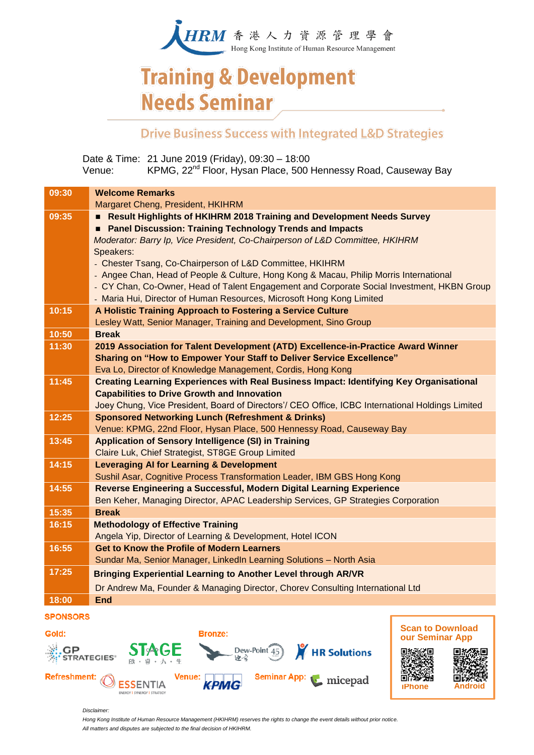HKIHRM 香港人力資源管理學會
Hong Kong Institute of Human Resource Management

# Training & Development Needs Seminar

## Drive Business Success with Integrated L&D Strategies

Date & Time: 21 June 2019 (Friday), 09:30 – 18:00
Venue: KPMG, 22nd Floor, Hysan Place, 500 Hennessy Road, Causeway Bay

| Time | Programme |
|---|---|
| 09:30 | **Welcome Remarks**<br>Margaret Cheng, President, HKIHRM |
| 09:35 | ■ **Result Highlights of HKIHRM 2018 Training and Development Needs Survey**<br>■ **Panel Discussion: Training Technology Trends and Impacts**<br>*Moderator: Barry Ip, Vice President, Co-Chairperson of L&D Committee, HKIHRM*<br>Speakers:<br>- Chester Tsang, Co-Chairperson of L&D Committee, HKIHRM<br>- Angee Chan, Head of People & Culture, Hong Kong & Macau, Philip Morris International<br>- CY Chan, Co-Owner, Head of Talent Engagement and Corporate Social Investment, HKBN Group<br>- Maria Hui, Director of Human Resources, Microsoft Hong Kong Limited |
| 10:15 | **A Holistic Training Approach to Fostering a Service Culture**<br>Lesley Watt, Senior Manager, Training and Development, Sino Group |
| 10:50 | **Break** |
| 11:30 | **2019 Association for Talent Development (ATD) Excellence-in-Practice Award Winner Sharing on "How to Empower Your Staff to Deliver Service Excellence"**<br>Eva Lo, Director of Knowledge Management, Cordis, Hong Kong |
| 11:45 | **Creating Learning Experiences with Real Business Impact: Identifying Key Organisational Capabilities to Drive Growth and Innovation**<br>Joey Chung, Vice President, Board of Directors'/ CEO Office, ICBC International Holdings Limited |
| 12:25 | **Sponsored Networking Lunch (Refreshment & Drinks)**<br>Venue: KPMG, 22nd Floor, Hysan Place, 500 Hennessy Road, Causeway Bay |
| 13:45 | **Application of Sensory Intelligence (SI) in Training**<br>Claire Luk, Chief Strategist, ST8GE Group Limited |
| 14:15 | **Leveraging AI for Learning & Development**<br>Sushil Asar, Cognitive Process Transformation Leader, IBM GBS Hong Kong |
| 14:55 | **Reverse Engineering a Successful, Modern Digital Learning Experience**<br>Ben Keher, Managing Director, APAC Leadership Services, GP Strategies Corporation |
| 15:35 | **Break** |
| 16:15 | **Methodology of Effective Training**<br>Angela Yip, Director of Learning & Development, Hotel ICON |
| 16:55 | **Get to Know the Profile of Modern Learners**<br>Sundar Ma, Senior Manager, LinkedIn Learning Solutions – North Asia |
| 17:25 | **Bringing Experiential Learning to Another Level through AR/VR**<br>Dr Andrew Ma, Founder & Managing Director, Chorev Consulting International Ltd |
| 18:00 | **End** |

**SPONSORS**

**Gold:** GP Strategies, STAGE 啟・睿・人・生
**Bronze:** Dew-Point, HR Solutions
**Refreshment:** ESSENTIA
**Venue:** KPMG
**Seminar App:** micepad

**Scan to Download our Seminar App**
iPhone | Android

*Disclaimer:*
*Hong Kong Institute of Human Resource Management (HKIHRM) reserves the rights to change the event details without prior notice.*
*All matters and disputes are subjected to the final decision of HKIHRM.*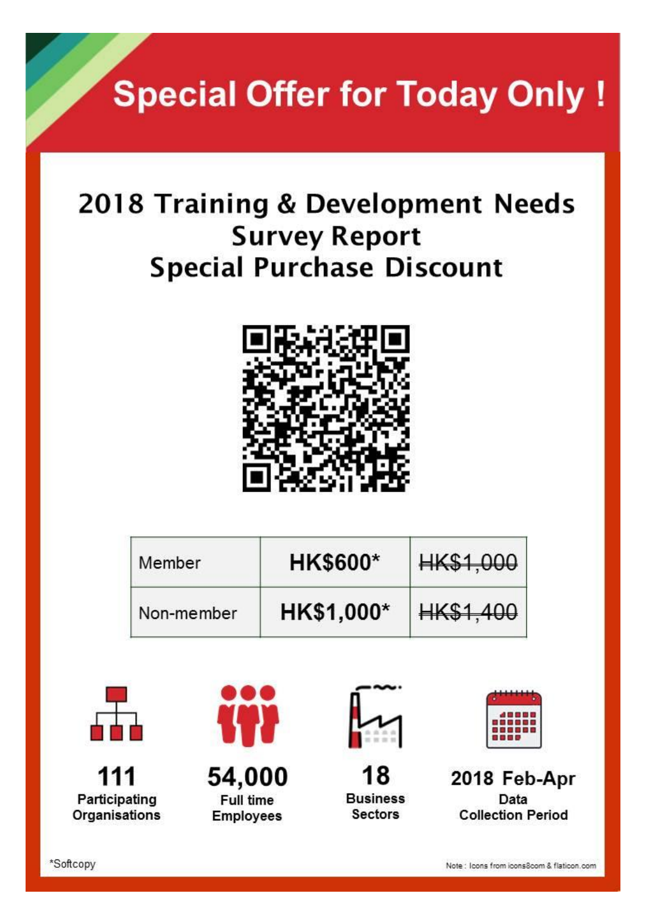# Special Offer for Today Only !

## 2018 Training & Development Needs Survey Report
## Special Purchase Discount

| | | |
|---|---|---|
| Member | **HK$600*** | ~~HK$1,000~~ |
| Non-member | **HK$1,000*** | ~~HK$1,400~~ |

**111**
Participating Organisations

**54,000**
Full time Employees

**18**
Business Sectors

**2018 Feb-Apr**
Data Collection Period

*Softcopy

Note : Icons from icons8com & flaticon.com